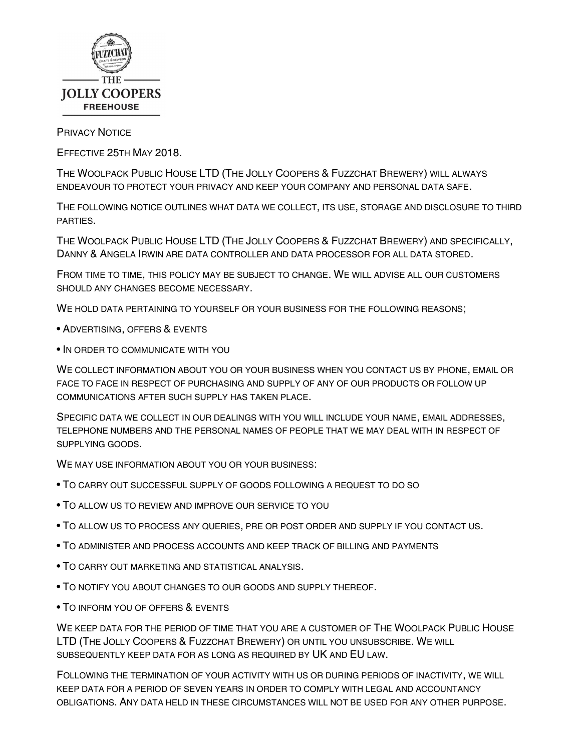Privacy Notice

Effective 25th May 2018.

The Woolpack Public House LTD (The Jolly Coopers & Fuzzchat Brewery) will always endeavour to protect your privacy and keep your company and personal data safe.

The following notice outlines what data we collect, its use, storage and disclosure to third parties.

The Woolpack Public House LTD (The Jolly Coopers & Fuzzchat Brewery) and specifically, Danny & Angela Irwin are data controller and data processor for all data stored.

From time to time, this policy may be subject to change. We will advise all our customers should any changes become necessary.

We hold data pertaining to yourself or your business for the following reasons;

- Advertising, offers & events
- In order to communicate with you

We collect information about you or your business when you contact us by phone, email or face to face in respect of purchasing and supply of any of our products or follow up communications after such supply has taken place.

Specific data we collect in our dealings with you will include your name, email addresses, telephone numbers and the personal names of people that we may deal with in respect of supplying goods.

We may use information about you or your business:

- To carry out successful supply of goods following a request to do so
- To allow us to review and improve our service to you
- To allow us to process any queries, pre or post order and supply if you contact us.
- To administer and process accounts and keep track of billing and payments
- To carry out marketing and statistical analysis.
- To notify you about changes to our goods and supply thereof.
- To inform you of offers & events

We keep data for the period of time that you are a customer of The Woolpack Public House LTD (The Jolly Coopers & Fuzzchat Brewery) or until you unsubscribe. We will subsequently keep data for as long as required by UK and EU law.

Following the termination of your activity with us or during periods of inactivity, we will keep data for a period of seven years in order to comply with legal and accountancy obligations. Any data held in these circumstances will not be used for any other purpose.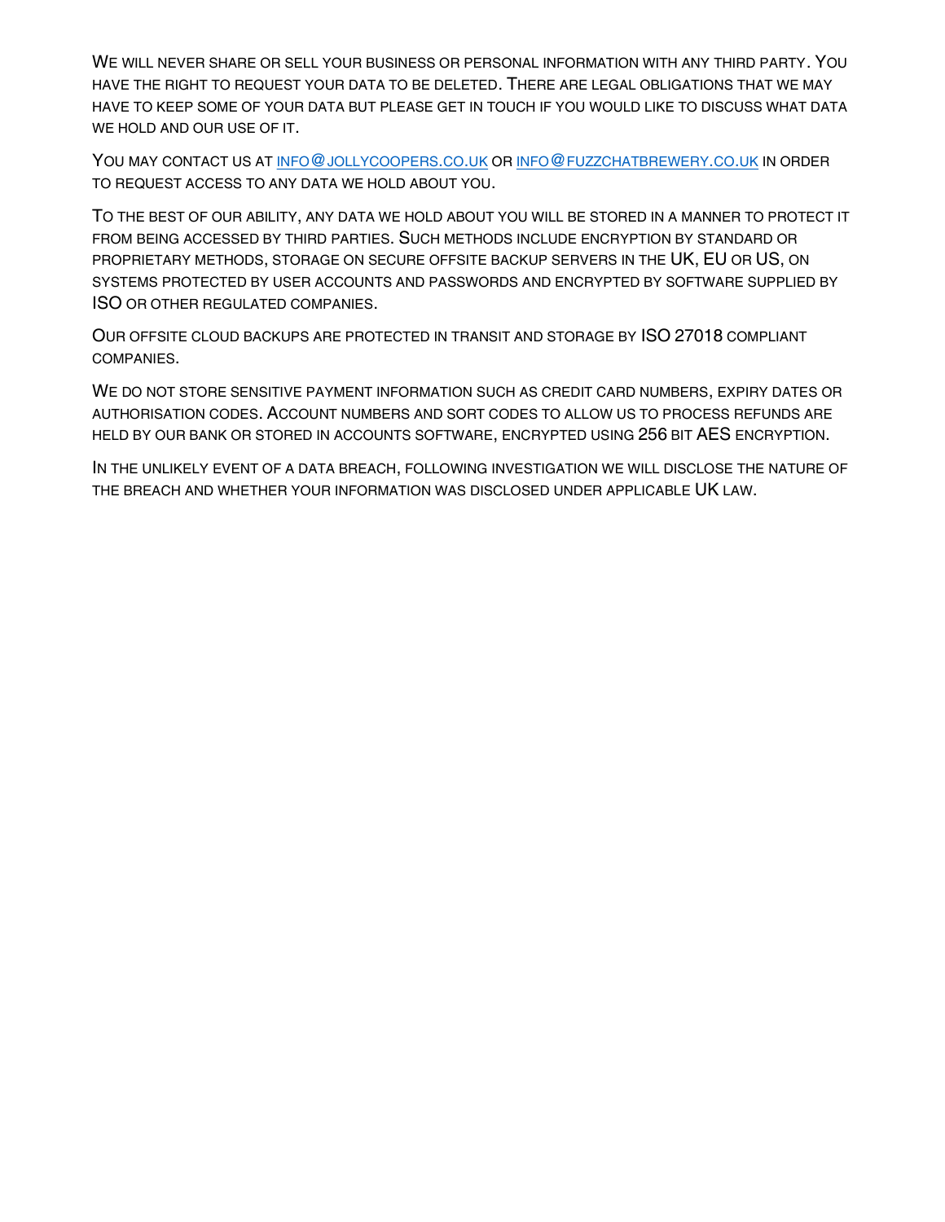WE WILL NEVER SHARE OR SELL YOUR BUSINESS OR PERSONAL INFORMATION WITH ANY THIRD PARTY. YOU HAVE THE RIGHT TO REQUEST YOUR DATA TO BE DELETED. THERE ARE LEGAL OBLIGATIONS THAT WE MAY HAVE TO KEEP SOME OF YOUR DATA BUT PLEASE GET IN TOUCH IF YOU WOULD LIKE TO DISCUSS WHAT DATA WE HOLD AND OUR USE OF IT.

YOU MAY CONTACT US AT INFO@JOLLYCOOPERS.CO.UK OR INFO@FUZZCHATBREWERY.CO.UK IN ORDER TO REQUEST ACCESS TO ANY DATA WE HOLD ABOUT YOU.

TO THE BEST OF OUR ABILITY, ANY DATA WE HOLD ABOUT YOU WILL BE STORED IN A MANNER TO PROTECT IT FROM BEING ACCESSED BY THIRD PARTIES. SUCH METHODS INCLUDE ENCRYPTION BY STANDARD OR PROPRIETARY METHODS, STORAGE ON SECURE OFFSITE BACKUP SERVERS IN THE UK, EU OR US, ON SYSTEMS PROTECTED BY USER ACCOUNTS AND PASSWORDS AND ENCRYPTED BY SOFTWARE SUPPLIED BY ISO OR OTHER REGULATED COMPANIES.

OUR OFFSITE CLOUD BACKUPS ARE PROTECTED IN TRANSIT AND STORAGE BY ISO 27018 COMPLIANT COMPANIES.

WE DO NOT STORE SENSITIVE PAYMENT INFORMATION SUCH AS CREDIT CARD NUMBERS, EXPIRY DATES OR AUTHORISATION CODES. ACCOUNT NUMBERS AND SORT CODES TO ALLOW US TO PROCESS REFUNDS ARE HELD BY OUR BANK OR STORED IN ACCOUNTS SOFTWARE, ENCRYPTED USING 256 BIT AES ENCRYPTION.

IN THE UNLIKELY EVENT OF A DATA BREACH, FOLLOWING INVESTIGATION WE WILL DISCLOSE THE NATURE OF THE BREACH AND WHETHER YOUR INFORMATION WAS DISCLOSED UNDER APPLICABLE UK LAW.